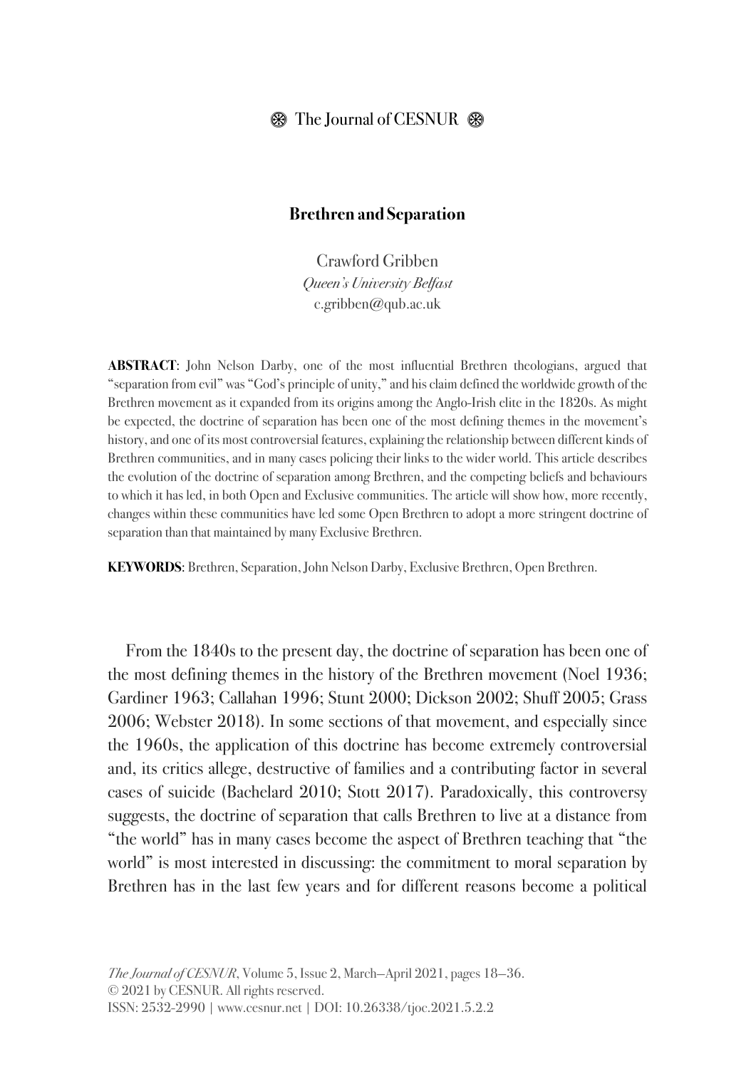# Brethren and Separation

Crawford Gribben
*Queen's University Belfast*
c.gribben@qub.ac.uk

**ABSTRACT**: John Nelson Darby, one of the most influential Brethren theologians, argued that "separation from evil" was "God's principle of unity," and his claim defined the worldwide growth of the Brethren movement as it expanded from its origins among the Anglo-Irish elite in the 1820s. As might be expected, the doctrine of separation has been one of the most defining themes in the movement's history, and one of its most controversial features, explaining the relationship between different kinds of Brethren communities, and in many cases policing their links to the wider world. This article describes the evolution of the doctrine of separation among Brethren, and the competing beliefs and behaviours to which it has led, in both Open and Exclusive communities. The article will show how, more recently, changes within these communities have led some Open Brethren to adopt a more stringent doctrine of separation than that maintained by many Exclusive Brethren.

**KEYWORDS**: Brethren, Separation, John Nelson Darby, Exclusive Brethren, Open Brethren.

From the 1840s to the present day, the doctrine of separation has been one of the most defining themes in the history of the Brethren movement (Noel 1936; Gardiner 1963; Callahan 1996; Stunt 2000; Dickson 2002; Shuff 2005; Grass 2006; Webster 2018). In some sections of that movement, and especially since the 1960s, the application of this doctrine has become extremely controversial and, its critics allege, destructive of families and a contributing factor in several cases of suicide (Bachelard 2010; Stott 2017). Paradoxically, this controversy suggests, the doctrine of separation that calls Brethren to live at a distance from "the world" has in many cases become the aspect of Brethren teaching that "the world" is most interested in discussing: the commitment to moral separation by Brethren has in the last few years and for different reasons become a political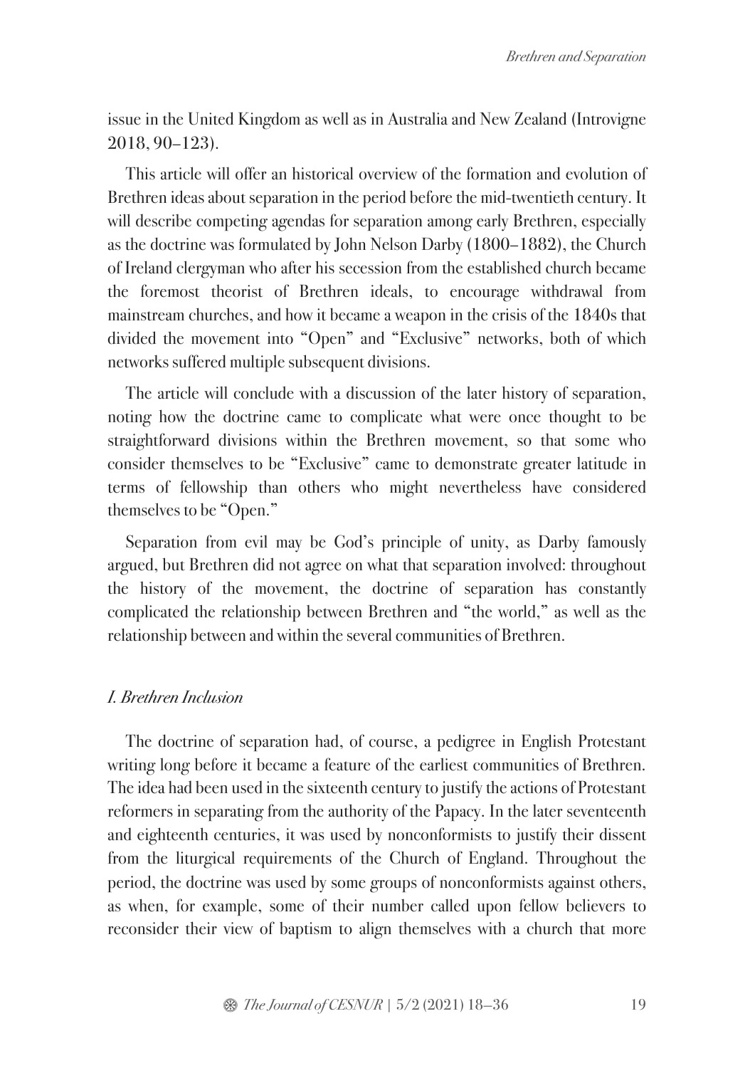issue in the United Kingdom as well as in Australia and New Zealand (Introvigne 2018, 90–123).

This article will offer an historical overview of the formation and evolution of Brethren ideas about separation in the period before the mid-twentieth century. It will describe competing agendas for separation among early Brethren, especially as the doctrine was formulated by John Nelson Darby (1800–1882), the Church of Ireland clergyman who after his secession from the established church became the foremost theorist of Brethren ideals, to encourage withdrawal from mainstream churches, and how it became a weapon in the crisis of the 1840s that divided the movement into "Open" and "Exclusive" networks, both of which networks suffered multiple subsequent divisions.

The article will conclude with a discussion of the later history of separation, noting how the doctrine came to complicate what were once thought to be straightforward divisions within the Brethren movement, so that some who consider themselves to be "Exclusive" came to demonstrate greater latitude in terms of fellowship than others who might nevertheless have considered themselves to be "Open."

Separation from evil may be God's principle of unity, as Darby famously argued, but Brethren did not agree on what that separation involved: throughout the history of the movement, the doctrine of separation has constantly complicated the relationship between Brethren and "the world," as well as the relationship between and within the several communities of Brethren.

## *I. Brethren Inclusion*

The doctrine of separation had, of course, a pedigree in English Protestant writing long before it became a feature of the earliest communities of Brethren. The idea had been used in the sixteenth century to justify the actions of Protestant reformers in separating from the authority of the Papacy. In the later seventeenth and eighteenth centuries, it was used by nonconformists to justify their dissent from the liturgical requirements of the Church of England. Throughout the period, the doctrine was used by some groups of nonconformists against others, as when, for example, some of their number called upon fellow believers to reconsider their view of baptism to align themselves with a church that more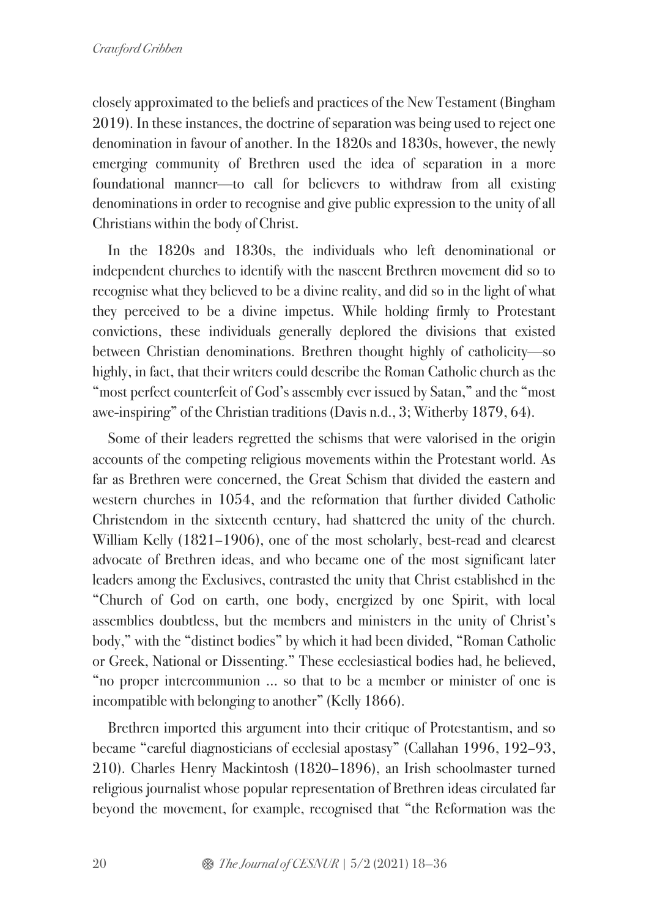closely approximated to the beliefs and practices of the New Testament (Bingham 2019). In these instances, the doctrine of separation was being used to reject one denomination in favour of another. In the 1820s and 1830s, however, the newly emerging community of Brethren used the idea of separation in a more foundational manner—to call for believers to withdraw from all existing denominations in order to recognise and give public expression to the unity of all Christians within the body of Christ.

In the 1820s and 1830s, the individuals who left denominational or independent churches to identify with the nascent Brethren movement did so to recognise what they believed to be a divine reality, and did so in the light of what they perceived to be a divine impetus. While holding firmly to Protestant convictions, these individuals generally deplored the divisions that existed between Christian denominations. Brethren thought highly of catholicity—so highly, in fact, that their writers could describe the Roman Catholic church as the "most perfect counterfeit of God's assembly ever issued by Satan," and the "most awe-inspiring" of the Christian traditions (Davis n.d., 3; Witherby 1879, 64).

Some of their leaders regretted the schisms that were valorised in the origin accounts of the competing religious movements within the Protestant world. As far as Brethren were concerned, the Great Schism that divided the eastern and western churches in 1054, and the reformation that further divided Catholic Christendom in the sixteenth century, had shattered the unity of the church. William Kelly (1821–1906), one of the most scholarly, best-read and clearest advocate of Brethren ideas, and who became one of the most significant later leaders among the Exclusives, contrasted the unity that Christ established in the "Church of God on earth, one body, energized by one Spirit, with local assemblies doubtless, but the members and ministers in the unity of Christ's body," with the "distinct bodies" by which it had been divided, "Roman Catholic or Greek, National or Dissenting." These ecclesiastical bodies had, he believed, "no proper intercommunion ... so that to be a member or minister of one is incompatible with belonging to another" (Kelly 1866).

Brethren imported this argument into their critique of Protestantism, and so became "careful diagnosticians of ecclesial apostasy" (Callahan 1996, 192–93, 210). Charles Henry Mackintosh (1820–1896), an Irish schoolmaster turned religious journalist whose popular representation of Brethren ideas circulated far beyond the movement, for example, recognised that "the Reformation was the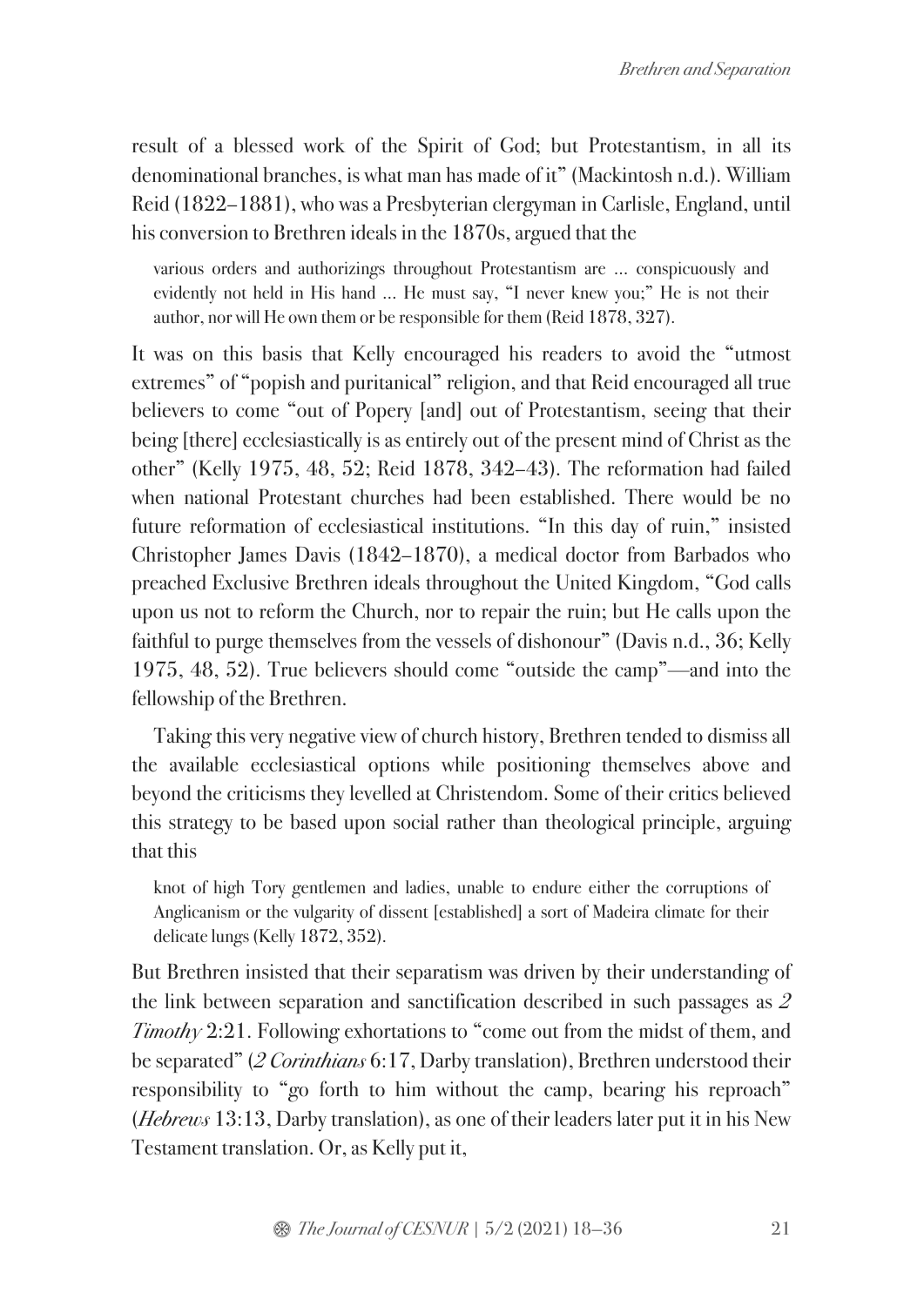result of a blessed work of the Spirit of God; but Protestantism, in all its denominational branches, is what man has made of it" (Mackintosh n.d.). William Reid (1822–1881), who was a Presbyterian clergyman in Carlisle, England, until his conversion to Brethren ideals in the 1870s, argued that the

> various orders and authorizings throughout Protestantism are … conspicuously and evidently not held in His hand … He must say, "I never knew you;" He is not their author, nor will He own them or be responsible for them (Reid 1878, 327).

It was on this basis that Kelly encouraged his readers to avoid the "utmost extremes" of "popish and puritanical" religion, and that Reid encouraged all true believers to come "out of Popery [and] out of Protestantism, seeing that their being [there] ecclesiastically is as entirely out of the present mind of Christ as the other" (Kelly 1975, 48, 52; Reid 1878, 342–43). The reformation had failed when national Protestant churches had been established. There would be no future reformation of ecclesiastical institutions. "In this day of ruin," insisted Christopher James Davis (1842–1870), a medical doctor from Barbados who preached Exclusive Brethren ideals throughout the United Kingdom, "God calls upon us not to reform the Church, nor to repair the ruin; but He calls upon the faithful to purge themselves from the vessels of dishonour" (Davis n.d., 36; Kelly 1975, 48, 52). True believers should come "outside the camp"—and into the fellowship of the Brethren.

Taking this very negative view of church history, Brethren tended to dismiss all the available ecclesiastical options while positioning themselves above and beyond the criticisms they levelled at Christendom. Some of their critics believed this strategy to be based upon social rather than theological principle, arguing that this

> knot of high Tory gentlemen and ladies, unable to endure either the corruptions of Anglicanism or the vulgarity of dissent [established] a sort of Madeira climate for their delicate lungs (Kelly 1872, 352).

But Brethren insisted that their separatism was driven by their understanding of the link between separation and sanctification described in such passages as *2 Timothy* 2:21. Following exhortations to "come out from the midst of them, and be separated" (*2 Corinthians* 6:17, Darby translation), Brethren understood their responsibility to "go forth to him without the camp, bearing his reproach" (*Hebrews* 13:13, Darby translation), as one of their leaders later put it in his New Testament translation. Or, as Kelly put it,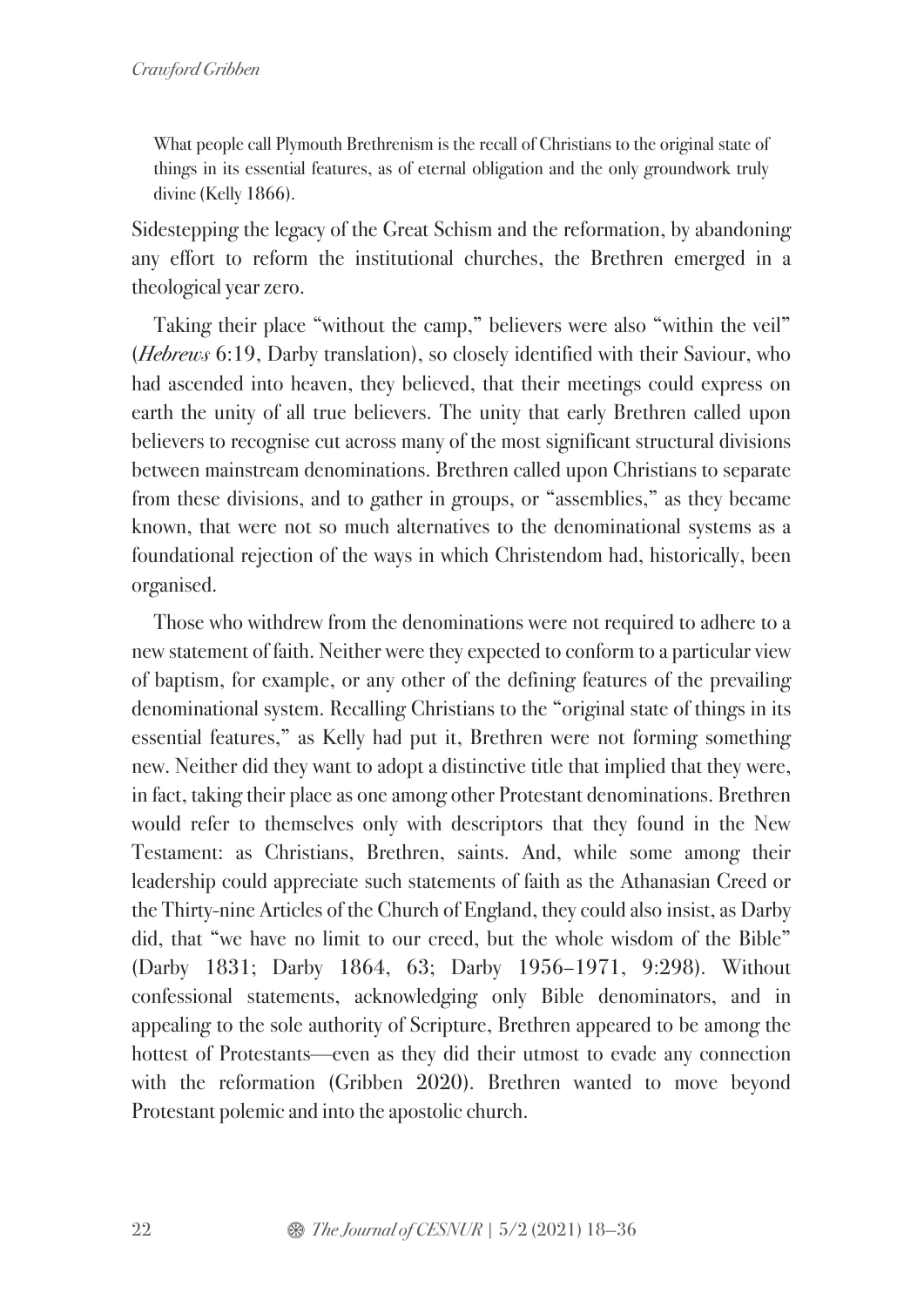> What people call Plymouth Brethrenism is the recall of Christians to the original state of things in its essential features, as of eternal obligation and the only groundwork truly divine (Kelly 1866).

Sidestepping the legacy of the Great Schism and the reformation, by abandoning any effort to reform the institutional churches, the Brethren emerged in a theological year zero.

Taking their place "without the camp," believers were also "within the veil" (*Hebrews* 6:19, Darby translation), so closely identified with their Saviour, who had ascended into heaven, they believed, that their meetings could express on earth the unity of all true believers. The unity that early Brethren called upon believers to recognise cut across many of the most significant structural divisions between mainstream denominations. Brethren called upon Christians to separate from these divisions, and to gather in groups, or "assemblies," as they became known, that were not so much alternatives to the denominational systems as a foundational rejection of the ways in which Christendom had, historically, been organised.

Those who withdrew from the denominations were not required to adhere to a new statement of faith. Neither were they expected to conform to a particular view of baptism, for example, or any other of the defining features of the prevailing denominational system. Recalling Christians to the "original state of things in its essential features," as Kelly had put it, Brethren were not forming something new. Neither did they want to adopt a distinctive title that implied that they were, in fact, taking their place as one among other Protestant denominations. Brethren would refer to themselves only with descriptors that they found in the New Testament: as Christians, Brethren, saints. And, while some among their leadership could appreciate such statements of faith as the Athanasian Creed or the Thirty-nine Articles of the Church of England, they could also insist, as Darby did, that "we have no limit to our creed, but the whole wisdom of the Bible" (Darby 1831; Darby 1864, 63; Darby 1956–1971, 9:298). Without confessional statements, acknowledging only Bible denominators, and in appealing to the sole authority of Scripture, Brethren appeared to be among the hottest of Protestants—even as they did their utmost to evade any connection with the reformation (Gribben 2020). Brethren wanted to move beyond Protestant polemic and into the apostolic church.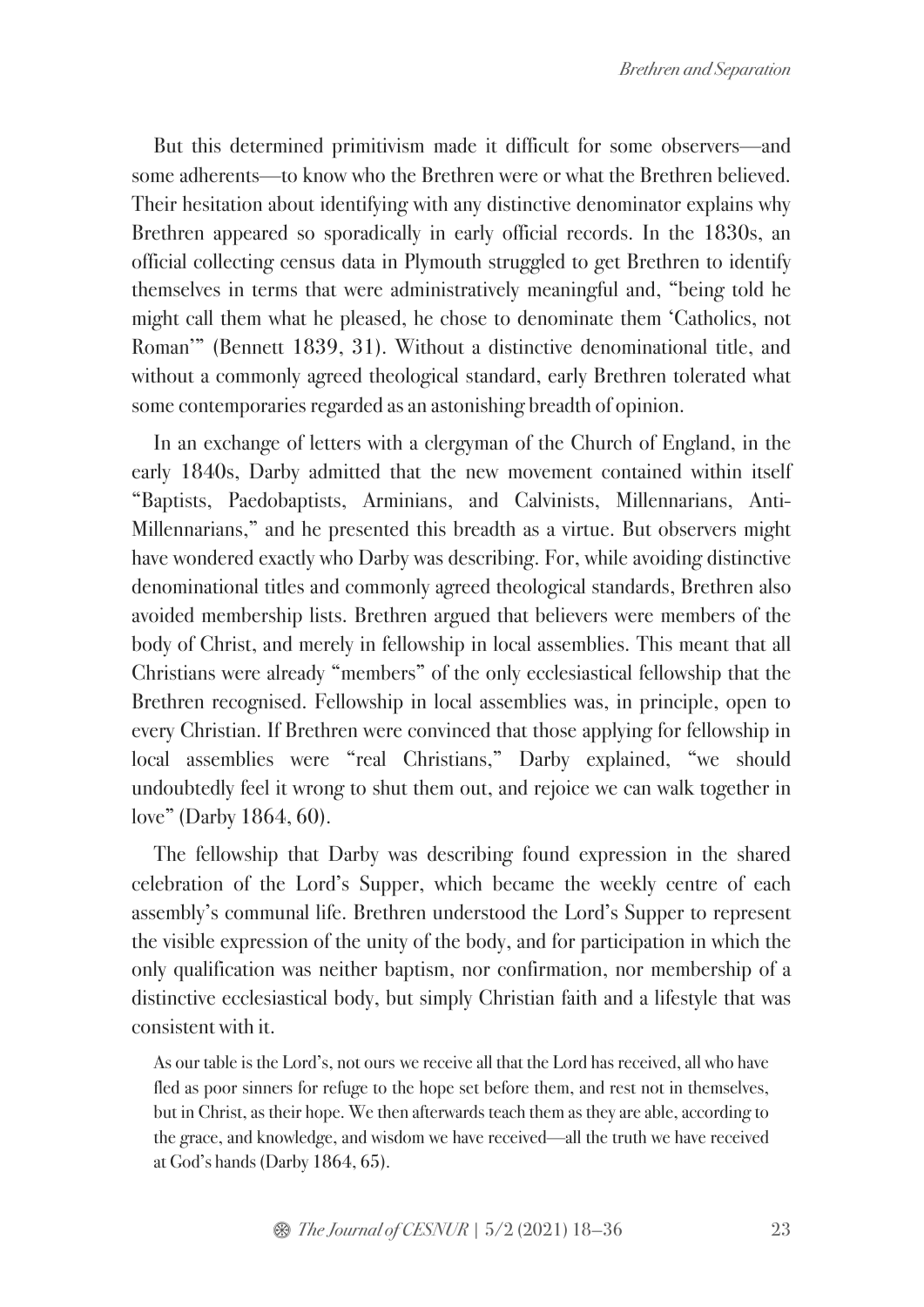But this determined primitivism made it difficult for some observers—and some adherents—to know who the Brethren were or what the Brethren believed. Their hesitation about identifying with any distinctive denominator explains why Brethren appeared so sporadically in early official records. In the 1830s, an official collecting census data in Plymouth struggled to get Brethren to identify themselves in terms that were administratively meaningful and, "being told he might call them what he pleased, he chose to denominate them 'Catholics, not Roman'" (Bennett 1839, 31). Without a distinctive denominational title, and without a commonly agreed theological standard, early Brethren tolerated what some contemporaries regarded as an astonishing breadth of opinion.

In an exchange of letters with a clergyman of the Church of England, in the early 1840s, Darby admitted that the new movement contained within itself "Baptists, Paedobaptists, Arminians, and Calvinists, Millennarians, Anti-Millennarians," and he presented this breadth as a virtue. But observers might have wondered exactly who Darby was describing. For, while avoiding distinctive denominational titles and commonly agreed theological standards, Brethren also avoided membership lists. Brethren argued that believers were members of the body of Christ, and merely in fellowship in local assemblies. This meant that all Christians were already "members" of the only ecclesiastical fellowship that the Brethren recognised. Fellowship in local assemblies was, in principle, open to every Christian. If Brethren were convinced that those applying for fellowship in local assemblies were "real Christians," Darby explained, "we should undoubtedly feel it wrong to shut them out, and rejoice we can walk together in love" (Darby 1864, 60).

The fellowship that Darby was describing found expression in the shared celebration of the Lord's Supper, which became the weekly centre of each assembly's communal life. Brethren understood the Lord's Supper to represent the visible expression of the unity of the body, and for participation in which the only qualification was neither baptism, nor confirmation, nor membership of a distinctive ecclesiastical body, but simply Christian faith and a lifestyle that was consistent with it.

> As our table is the Lord's, not ours we receive all that the Lord has received, all who have fled as poor sinners for refuge to the hope set before them, and rest not in themselves, but in Christ, as their hope. We then afterwards teach them as they are able, according to the grace, and knowledge, and wisdom we have received—all the truth we have received at God's hands (Darby 1864, 65).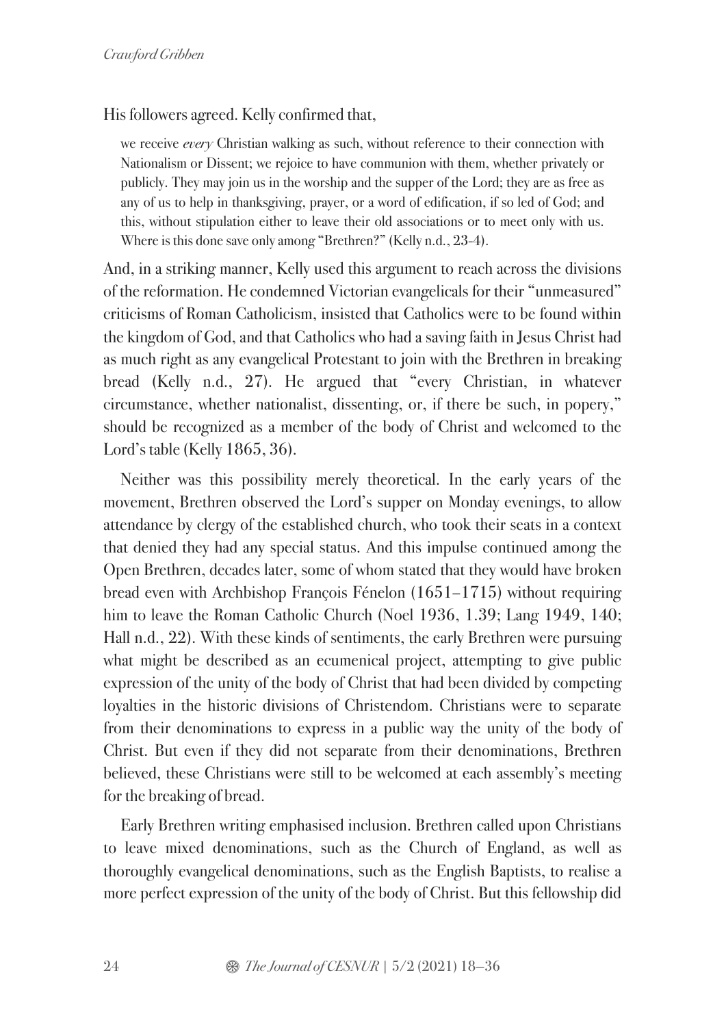His followers agreed. Kelly confirmed that,

> we receive *every* Christian walking as such, without reference to their connection with Nationalism or Dissent; we rejoice to have communion with them, whether privately or publicly. They may join us in the worship and the supper of the Lord; they are as free as any of us to help in thanksgiving, prayer, or a word of edification, if so led of God; and this, without stipulation either to leave their old associations or to meet only with us. Where is this done save only among "Brethren?" (Kelly n.d., 23-4).

And, in a striking manner, Kelly used this argument to reach across the divisions of the reformation. He condemned Victorian evangelicals for their "unmeasured" criticisms of Roman Catholicism, insisted that Catholics were to be found within the kingdom of God, and that Catholics who had a saving faith in Jesus Christ had as much right as any evangelical Protestant to join with the Brethren in breaking bread (Kelly n.d., 27). He argued that "every Christian, in whatever circumstance, whether nationalist, dissenting, or, if there be such, in popery," should be recognized as a member of the body of Christ and welcomed to the Lord's table (Kelly 1865, 36).

Neither was this possibility merely theoretical. In the early years of the movement, Brethren observed the Lord's supper on Monday evenings, to allow attendance by clergy of the established church, who took their seats in a context that denied they had any special status. And this impulse continued among the Open Brethren, decades later, some of whom stated that they would have broken bread even with Archbishop François Fénelon (1651–1715) without requiring him to leave the Roman Catholic Church (Noel 1936, 1.39; Lang 1949, 140; Hall n.d., 22). With these kinds of sentiments, the early Brethren were pursuing what might be described as an ecumenical project, attempting to give public expression of the unity of the body of Christ that had been divided by competing loyalties in the historic divisions of Christendom. Christians were to separate from their denominations to express in a public way the unity of the body of Christ. But even if they did not separate from their denominations, Brethren believed, these Christians were still to be welcomed at each assembly's meeting for the breaking of bread.

Early Brethren writing emphasised inclusion. Brethren called upon Christians to leave mixed denominations, such as the Church of England, as well as thoroughly evangelical denominations, such as the English Baptists, to realise a more perfect expression of the unity of the body of Christ. But this fellowship did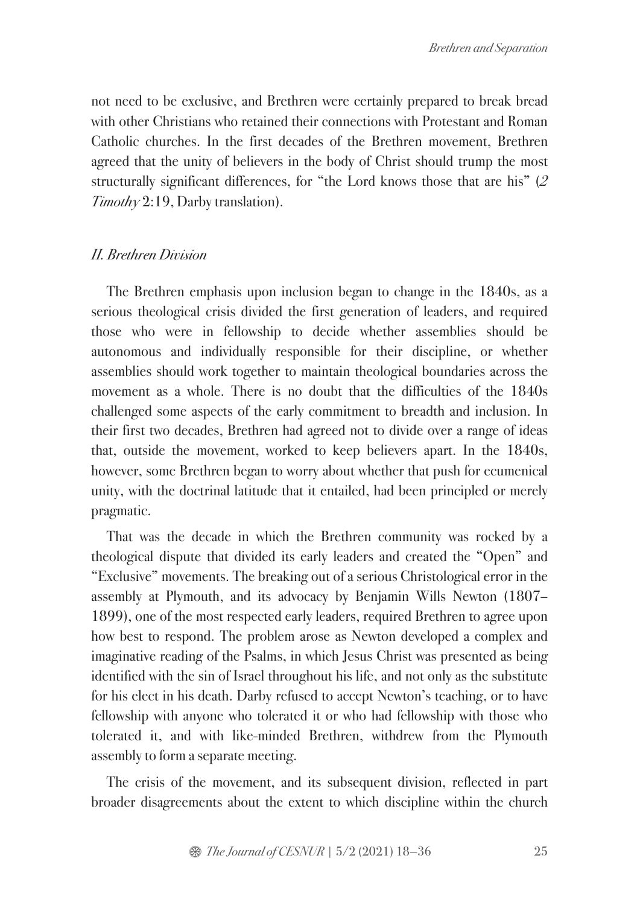not need to be exclusive, and Brethren were certainly prepared to break bread with other Christians who retained their connections with Protestant and Roman Catholic churches. In the first decades of the Brethren movement, Brethren agreed that the unity of believers in the body of Christ should trump the most structurally significant differences, for "the Lord knows those that are his" (*2 Timothy* 2:19, Darby translation).

## *II. Brethren Division*

The Brethren emphasis upon inclusion began to change in the 1840s, as a serious theological crisis divided the first generation of leaders, and required those who were in fellowship to decide whether assemblies should be autonomous and individually responsible for their discipline, or whether assemblies should work together to maintain theological boundaries across the movement as a whole. There is no doubt that the difficulties of the 1840s challenged some aspects of the early commitment to breadth and inclusion. In their first two decades, Brethren had agreed not to divide over a range of ideas that, outside the movement, worked to keep believers apart. In the 1840s, however, some Brethren began to worry about whether that push for ecumenical unity, with the doctrinal latitude that it entailed, had been principled or merely pragmatic.

That was the decade in which the Brethren community was rocked by a theological dispute that divided its early leaders and created the "Open" and "Exclusive" movements. The breaking out of a serious Christological error in the assembly at Plymouth, and its advocacy by Benjamin Wills Newton (1807–1899), one of the most respected early leaders, required Brethren to agree upon how best to respond. The problem arose as Newton developed a complex and imaginative reading of the Psalms, in which Jesus Christ was presented as being identified with the sin of Israel throughout his life, and not only as the substitute for his elect in his death. Darby refused to accept Newton's teaching, or to have fellowship with anyone who tolerated it or who had fellowship with those who tolerated it, and with like-minded Brethren, withdrew from the Plymouth assembly to form a separate meeting.

The crisis of the movement, and its subsequent division, reflected in part broader disagreements about the extent to which discipline within the church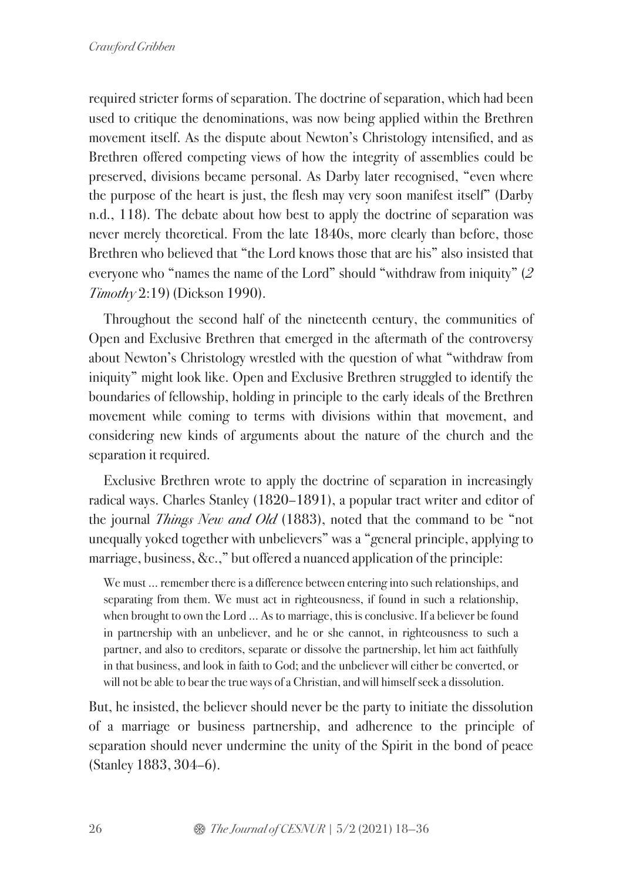required stricter forms of separation. The doctrine of separation, which had been used to critique the denominations, was now being applied within the Brethren movement itself. As the dispute about Newton's Christology intensified, and as Brethren offered competing views of how the integrity of assemblies could be preserved, divisions became personal. As Darby later recognised, "even where the purpose of the heart is just, the flesh may very soon manifest itself" (Darby n.d., 118). The debate about how best to apply the doctrine of separation was never merely theoretical. From the late 1840s, more clearly than before, those Brethren who believed that "the Lord knows those that are his" also insisted that everyone who "names the name of the Lord" should "withdraw from iniquity" (*2 Timothy* 2:19) (Dickson 1990).

Throughout the second half of the nineteenth century, the communities of Open and Exclusive Brethren that emerged in the aftermath of the controversy about Newton's Christology wrestled with the question of what "withdraw from iniquity" might look like. Open and Exclusive Brethren struggled to identify the boundaries of fellowship, holding in principle to the early ideals of the Brethren movement while coming to terms with divisions within that movement, and considering new kinds of arguments about the nature of the church and the separation it required.

Exclusive Brethren wrote to apply the doctrine of separation in increasingly radical ways. Charles Stanley (1820–1891), a popular tract writer and editor of the journal *Things New and Old* (1883), noted that the command to be "not unequally yoked together with unbelievers" was a "general principle, applying to marriage, business, &c.," but offered a nuanced application of the principle:

> We must … remember there is a difference between entering into such relationships, and separating from them. We must act in righteousness, if found in such a relationship, when brought to own the Lord … As to marriage, this is conclusive. If a believer be found in partnership with an unbeliever, and he or she cannot, in righteousness to such a partner, and also to creditors, separate or dissolve the partnership, let him act faithfully in that business, and look in faith to God; and the unbeliever will either be converted, or will not be able to bear the true ways of a Christian, and will himself seek a dissolution.

But, he insisted, the believer should never be the party to initiate the dissolution of a marriage or business partnership, and adherence to the principle of separation should never undermine the unity of the Spirit in the bond of peace (Stanley 1883, 304–6).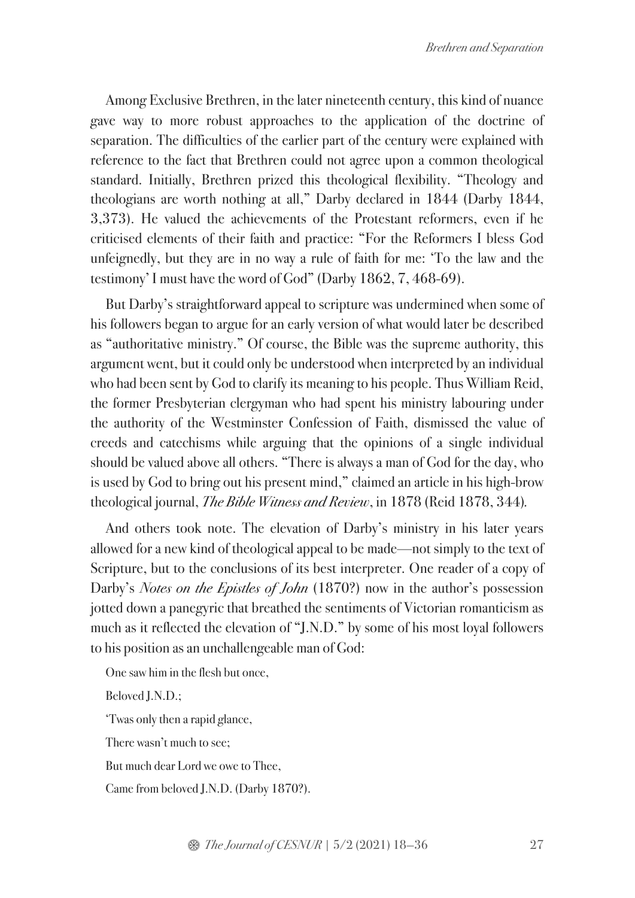Among Exclusive Brethren, in the later nineteenth century, this kind of nuance gave way to more robust approaches to the application of the doctrine of separation. The difficulties of the earlier part of the century were explained with reference to the fact that Brethren could not agree upon a common theological standard. Initially, Brethren prized this theological flexibility. "Theology and theologians are worth nothing at all," Darby declared in 1844 (Darby 1844, 3,373). He valued the achievements of the Protestant reformers, even if he criticised elements of their faith and practice: "For the Reformers I bless God unfeignedly, but they are in no way a rule of faith for me: 'To the law and the testimony' I must have the word of God" (Darby 1862, 7, 468-69).

But Darby's straightforward appeal to scripture was undermined when some of his followers began to argue for an early version of what would later be described as "authoritative ministry." Of course, the Bible was the supreme authority, this argument went, but it could only be understood when interpreted by an individual who had been sent by God to clarify its meaning to his people. Thus William Reid, the former Presbyterian clergyman who had spent his ministry labouring under the authority of the Westminster Confession of Faith, dismissed the value of creeds and catechisms while arguing that the opinions of a single individual should be valued above all others. "There is always a man of God for the day, who is used by God to bring out his present mind," claimed an article in his high-brow theological journal, *The Bible Witness and Review*, in 1878 (Reid 1878, 344).

And others took note. The elevation of Darby's ministry in his later years allowed for a new kind of theological appeal to be made—not simply to the text of Scripture, but to the conclusions of its best interpreter. One reader of a copy of Darby's *Notes on the Epistles of John* (1870?) now in the author's possession jotted down a panegyric that breathed the sentiments of Victorian romanticism as much as it reflected the elevation of "J.N.D." by some of his most loyal followers to his position as an unchallengeable man of God:

> One saw him in the flesh but once,
>
> Beloved J.N.D.;
>
> 'Twas only then a rapid glance,
>
> There wasn't much to see;
>
> But much dear Lord we owe to Thee,
>
> Came from beloved J.N.D. (Darby 1870?).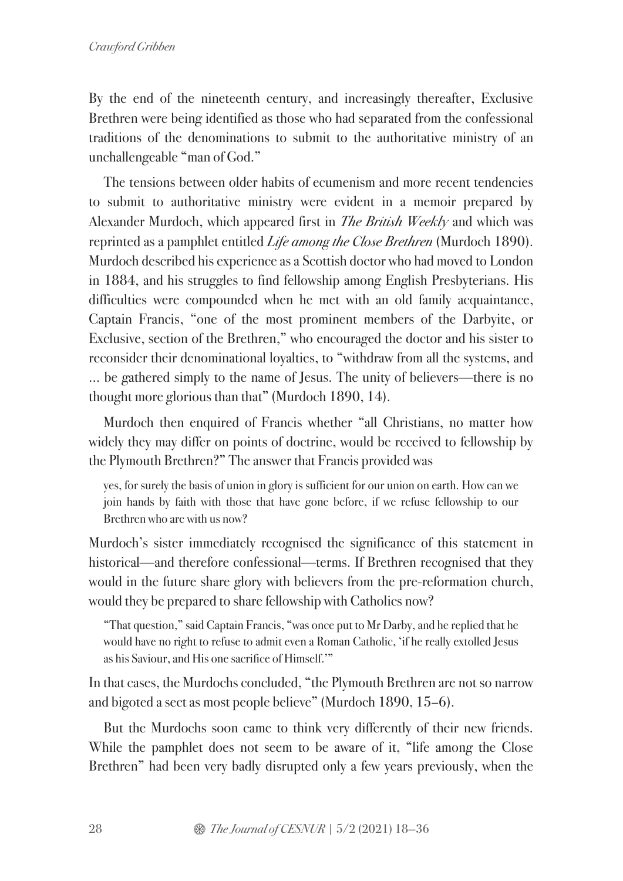By the end of the nineteenth century, and increasingly thereafter, Exclusive Brethren were being identified as those who had separated from the confessional traditions of the denominations to submit to the authoritative ministry of an unchallengeable "man of God."

The tensions between older habits of ecumenism and more recent tendencies to submit to authoritative ministry were evident in a memoir prepared by Alexander Murdoch, which appeared first in *The British Weekly* and which was reprinted as a pamphlet entitled *Life among the Close Brethren* (Murdoch 1890). Murdoch described his experience as a Scottish doctor who had moved to London in 1884, and his struggles to find fellowship among English Presbyterians. His difficulties were compounded when he met with an old family acquaintance, Captain Francis, "one of the most prominent members of the Darbyite, or Exclusive, section of the Brethren," who encouraged the doctor and his sister to reconsider their denominational loyalties, to "withdraw from all the systems, and ... be gathered simply to the name of Jesus. The unity of believers—there is no thought more glorious than that" (Murdoch 1890, 14).

Murdoch then enquired of Francis whether "all Christians, no matter how widely they may differ on points of doctrine, would be received to fellowship by the Plymouth Brethren?" The answer that Francis provided was

> yes, for surely the basis of union in glory is sufficient for our union on earth. How can we join hands by faith with those that have gone before, if we refuse fellowship to our Brethren who are with us now?

Murdoch's sister immediately recognised the significance of this statement in historical—and therefore confessional—terms. If Brethren recognised that they would in the future share glory with believers from the pre-reformation church, would they be prepared to share fellowship with Catholics now?

> "That question," said Captain Francis, "was once put to Mr Darby, and he replied that he would have no right to refuse to admit even a Roman Catholic, 'if he really extolled Jesus as his Saviour, and His one sacrifice of Himself.'"

In that cases, the Murdochs concluded, "the Plymouth Brethren are not so narrow and bigoted a sect as most people believe" (Murdoch 1890, 15–6).

But the Murdochs soon came to think very differently of their new friends. While the pamphlet does not seem to be aware of it, "life among the Close Brethren" had been very badly disrupted only a few years previously, when the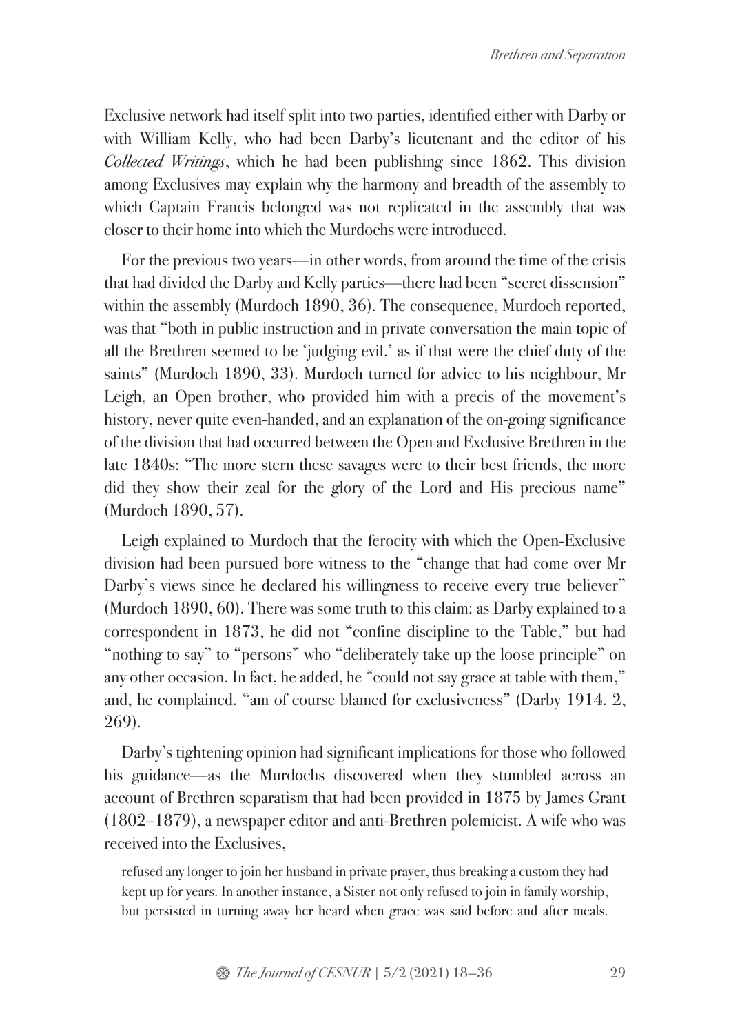Exclusive network had itself split into two parties, identified either with Darby or with William Kelly, who had been Darby's lieutenant and the editor of his *Collected Writings*, which he had been publishing since 1862. This division among Exclusives may explain why the harmony and breadth of the assembly to which Captain Francis belonged was not replicated in the assembly that was closer to their home into which the Murdochs were introduced.

For the previous two years—in other words, from around the time of the crisis that had divided the Darby and Kelly parties—there had been "secret dissension" within the assembly (Murdoch 1890, 36). The consequence, Murdoch reported, was that "both in public instruction and in private conversation the main topic of all the Brethren seemed to be 'judging evil,' as if that were the chief duty of the saints" (Murdoch 1890, 33). Murdoch turned for advice to his neighbour, Mr Leigh, an Open brother, who provided him with a precis of the movement's history, never quite even-handed, and an explanation of the on-going significance of the division that had occurred between the Open and Exclusive Brethren in the late 1840s: "The more stern these savages were to their best friends, the more did they show their zeal for the glory of the Lord and His precious name" (Murdoch 1890, 57).

Leigh explained to Murdoch that the ferocity with which the Open-Exclusive division had been pursued bore witness to the "change that had come over Mr Darby's views since he declared his willingness to receive every true believer" (Murdoch 1890, 60). There was some truth to this claim: as Darby explained to a correspondent in 1873, he did not "confine discipline to the Table," but had "nothing to say" to "persons" who "deliberately take up the loose principle" on any other occasion. In fact, he added, he "could not say grace at table with them," and, he complained, "am of course blamed for exclusiveness" (Darby 1914, 2, 269).

Darby's tightening opinion had significant implications for those who followed his guidance—as the Murdochs discovered when they stumbled across an account of Brethren separatism that had been provided in 1875 by James Grant (1802–1879), a newspaper editor and anti-Brethren polemicist. A wife who was received into the Exclusives,

> refused any longer to join her husband in private prayer, thus breaking a custom they had kept up for years. In another instance, a Sister not only refused to join in family worship, but persisted in turning away her heard when grace was said before and after meals.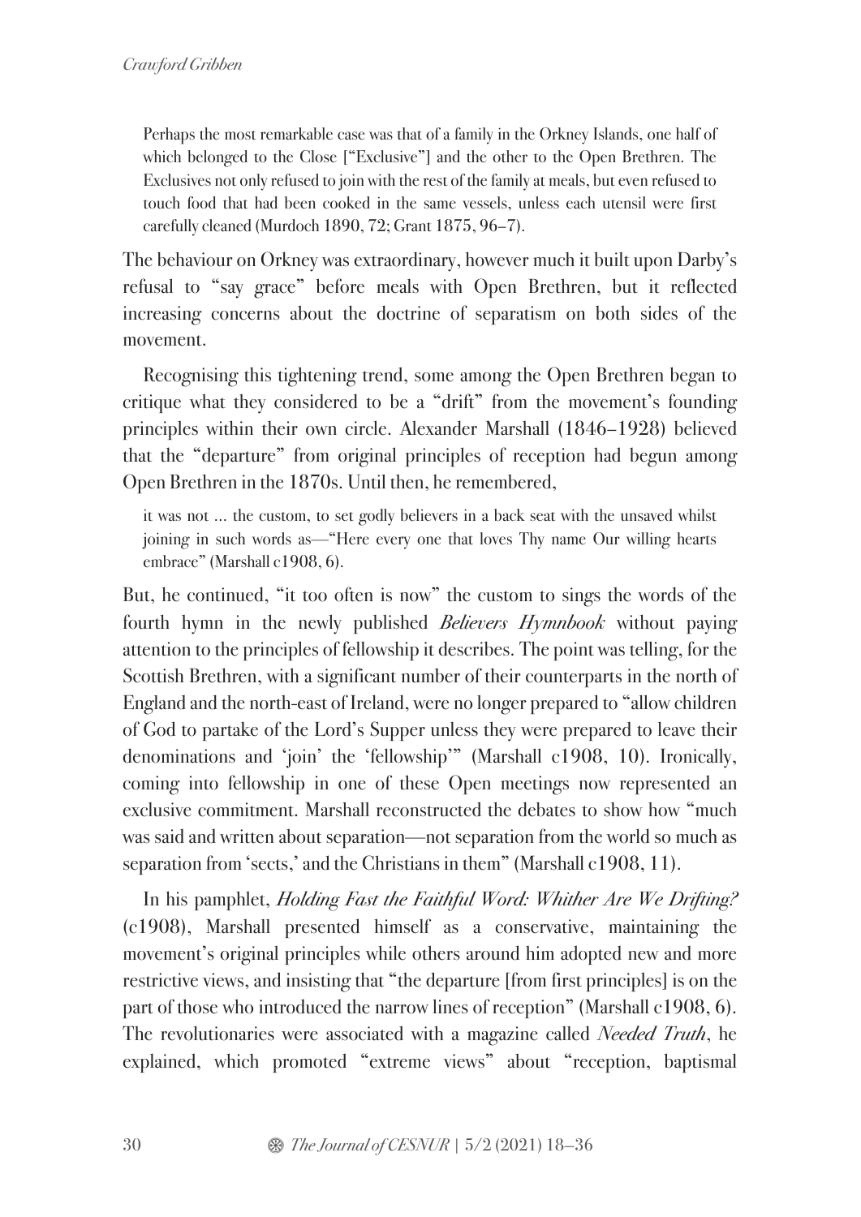> Perhaps the most remarkable case was that of a family in the Orkney Islands, one half of which belonged to the Close ["Exclusive"] and the other to the Open Brethren. The Exclusives not only refused to join with the rest of the family at meals, but even refused to touch food that had been cooked in the same vessels, unless each utensil were first carefully cleaned (Murdoch 1890, 72; Grant 1875, 96–7).

The behaviour on Orkney was extraordinary, however much it built upon Darby's refusal to "say grace" before meals with Open Brethren, but it reflected increasing concerns about the doctrine of separatism on both sides of the movement.

Recognising this tightening trend, some among the Open Brethren began to critique what they considered to be a "drift" from the movement's founding principles within their own circle. Alexander Marshall (1846–1928) believed that the "departure" from original principles of reception had begun among Open Brethren in the 1870s. Until then, he remembered,

> it was not ... the custom, to set godly believers in a back seat with the unsaved whilst joining in such words as—"Here every one that loves Thy name Our willing hearts embrace" (Marshall c1908, 6).

But, he continued, "it too often is now" the custom to sings the words of the fourth hymn in the newly published *Believers Hymnbook* without paying attention to the principles of fellowship it describes. The point was telling, for the Scottish Brethren, with a significant number of their counterparts in the north of England and the north-east of Ireland, were no longer prepared to "allow children of God to partake of the Lord's Supper unless they were prepared to leave their denominations and 'join' the 'fellowship'" (Marshall c1908, 10). Ironically, coming into fellowship in one of these Open meetings now represented an exclusive commitment. Marshall reconstructed the debates to show how "much was said and written about separation—not separation from the world so much as separation from 'sects,' and the Christians in them" (Marshall c1908, 11).

In his pamphlet, *Holding Fast the Faithful Word: Whither Are We Drifting?* (c1908), Marshall presented himself as a conservative, maintaining the movement's original principles while others around him adopted new and more restrictive views, and insisting that "the departure [from first principles] is on the part of those who introduced the narrow lines of reception" (Marshall c1908, 6). The revolutionaries were associated with a magazine called *Needed Truth*, he explained, which promoted "extreme views" about "reception, baptismal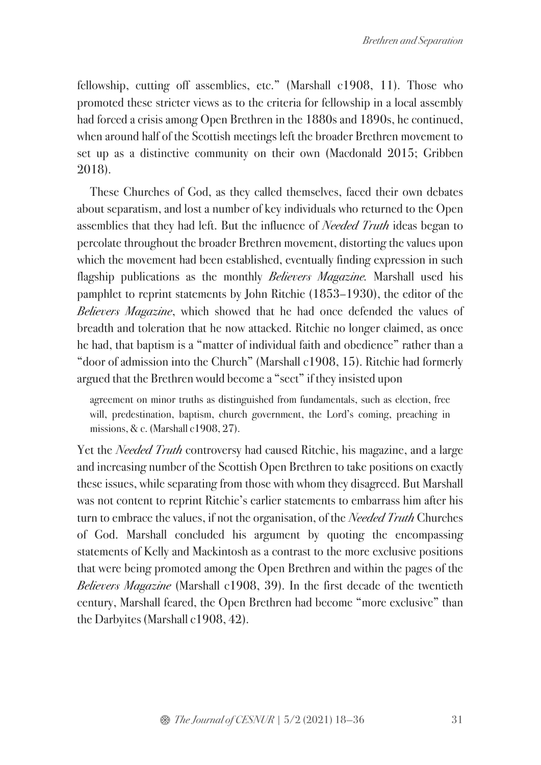fellowship, cutting off assemblies, etc." (Marshall c1908, 11). Those who promoted these stricter views as to the criteria for fellowship in a local assembly had forced a crisis among Open Brethren in the 1880s and 1890s, he continued, when around half of the Scottish meetings left the broader Brethren movement to set up as a distinctive community on their own (Macdonald 2015; Gribben 2018).

These Churches of God, as they called themselves, faced their own debates about separatism, and lost a number of key individuals who returned to the Open assemblies that they had left. But the influence of *Needed Truth* ideas began to percolate throughout the broader Brethren movement, distorting the values upon which the movement had been established, eventually finding expression in such flagship publications as the monthly *Believers Magazine*. Marshall used his pamphlet to reprint statements by John Ritchie (1853–1930), the editor of the *Believers Magazine*, which showed that he had once defended the values of breadth and toleration that he now attacked. Ritchie no longer claimed, as once he had, that baptism is a "matter of individual faith and obedience" rather than a "door of admission into the Church" (Marshall c1908, 15). Ritchie had formerly argued that the Brethren would become a "sect" if they insisted upon

> agreement on minor truths as distinguished from fundamentals, such as election, free will, predestination, baptism, church government, the Lord's coming, preaching in missions, & c. (Marshall c1908, 27).

Yet the *Needed Truth* controversy had caused Ritchie, his magazine, and a large and increasing number of the Scottish Open Brethren to take positions on exactly these issues, while separating from those with whom they disagreed. But Marshall was not content to reprint Ritchie's earlier statements to embarrass him after his turn to embrace the values, if not the organisation, of the *Needed Truth* Churches of God. Marshall concluded his argument by quoting the encompassing statements of Kelly and Mackintosh as a contrast to the more exclusive positions that were being promoted among the Open Brethren and within the pages of the *Believers Magazine* (Marshall c1908, 39). In the first decade of the twentieth century, Marshall feared, the Open Brethren had become "more exclusive" than the Darbyites (Marshall c1908, 42).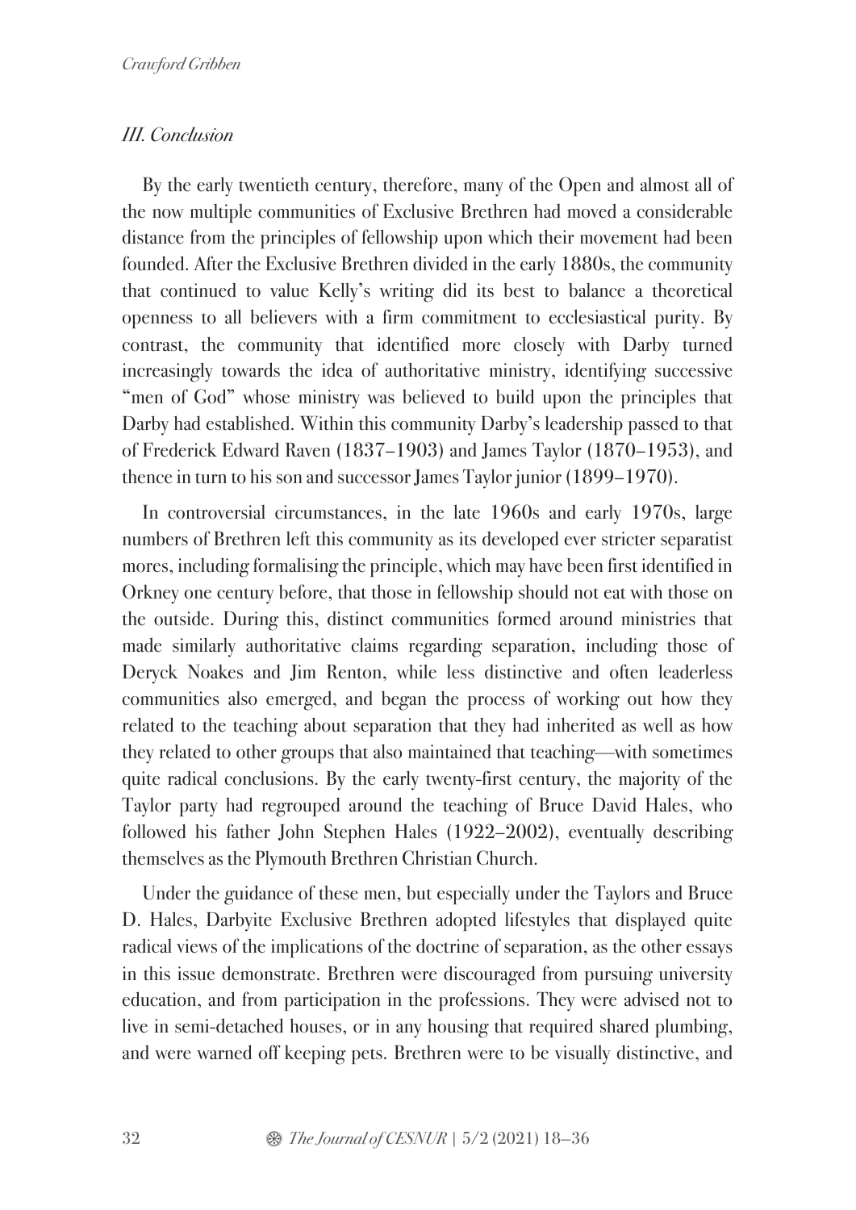### *III. Conclusion*

By the early twentieth century, therefore, many of the Open and almost all of the now multiple communities of Exclusive Brethren had moved a considerable distance from the principles of fellowship upon which their movement had been founded. After the Exclusive Brethren divided in the early 1880s, the community that continued to value Kelly's writing did its best to balance a theoretical openness to all believers with a firm commitment to ecclesiastical purity. By contrast, the community that identified more closely with Darby turned increasingly towards the idea of authoritative ministry, identifying successive "men of God" whose ministry was believed to build upon the principles that Darby had established. Within this community Darby's leadership passed to that of Frederick Edward Raven (1837–1903) and James Taylor (1870–1953), and thence in turn to his son and successor James Taylor junior (1899–1970).

In controversial circumstances, in the late 1960s and early 1970s, large numbers of Brethren left this community as its developed ever stricter separatist mores, including formalising the principle, which may have been first identified in Orkney one century before, that those in fellowship should not eat with those on the outside. During this, distinct communities formed around ministries that made similarly authoritative claims regarding separation, including those of Deryck Noakes and Jim Renton, while less distinctive and often leaderless communities also emerged, and began the process of working out how they related to the teaching about separation that they had inherited as well as how they related to other groups that also maintained that teaching—with sometimes quite radical conclusions. By the early twenty-first century, the majority of the Taylor party had regrouped around the teaching of Bruce David Hales, who followed his father John Stephen Hales (1922–2002), eventually describing themselves as the Plymouth Brethren Christian Church.

Under the guidance of these men, but especially under the Taylors and Bruce D. Hales, Darbyite Exclusive Brethren adopted lifestyles that displayed quite radical views of the implications of the doctrine of separation, as the other essays in this issue demonstrate. Brethren were discouraged from pursuing university education, and from participation in the professions. They were advised not to live in semi-detached houses, or in any housing that required shared plumbing, and were warned off keeping pets. Brethren were to be visually distinctive, and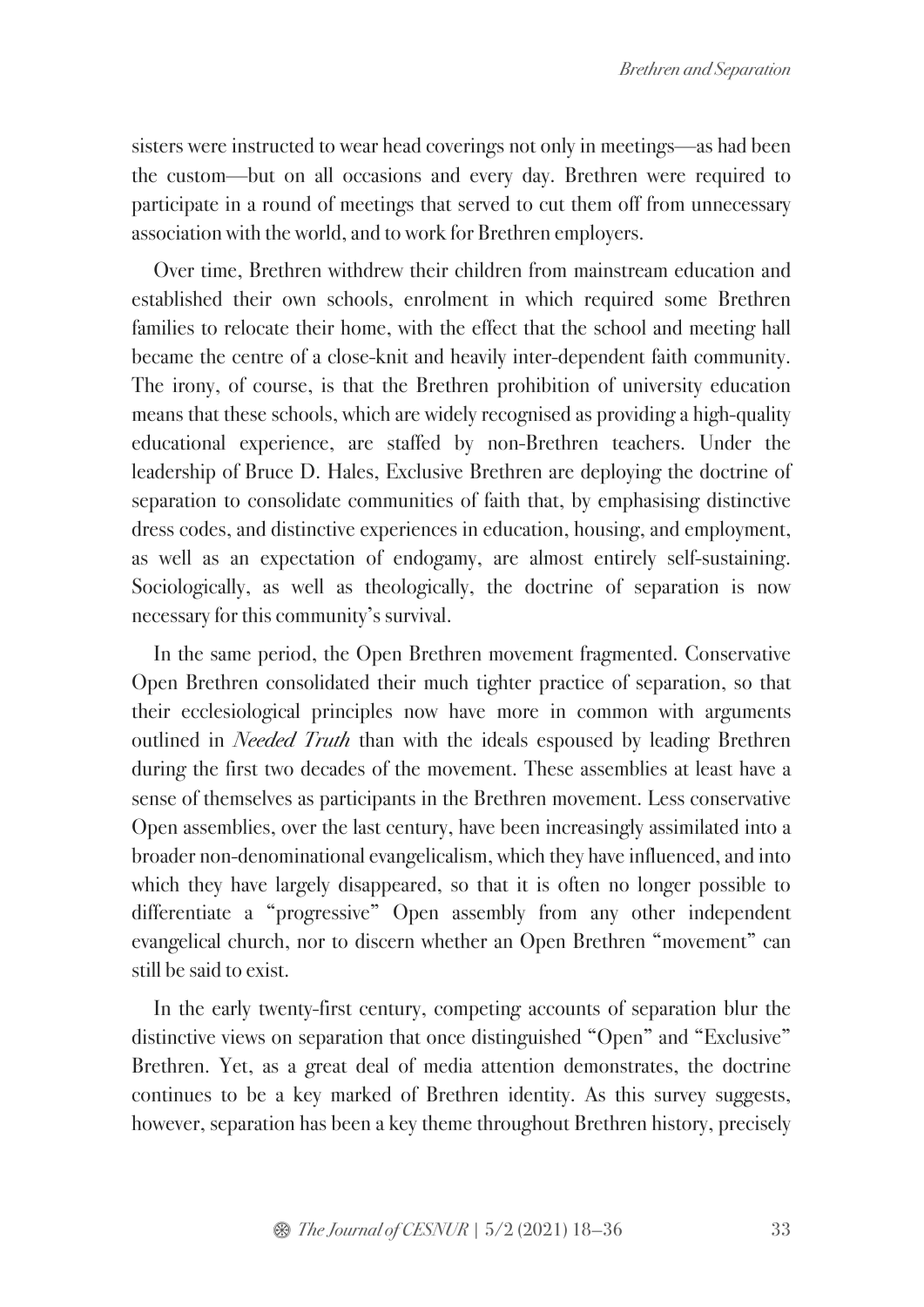sisters were instructed to wear head coverings not only in meetings—as had been the custom—but on all occasions and every day. Brethren were required to participate in a round of meetings that served to cut them off from unnecessary association with the world, and to work for Brethren employers.

Over time, Brethren withdrew their children from mainstream education and established their own schools, enrolment in which required some Brethren families to relocate their home, with the effect that the school and meeting hall became the centre of a close-knit and heavily inter-dependent faith community. The irony, of course, is that the Brethren prohibition of university education means that these schools, which are widely recognised as providing a high-quality educational experience, are staffed by non-Brethren teachers. Under the leadership of Bruce D. Hales, Exclusive Brethren are deploying the doctrine of separation to consolidate communities of faith that, by emphasising distinctive dress codes, and distinctive experiences in education, housing, and employment, as well as an expectation of endogamy, are almost entirely self-sustaining. Sociologically, as well as theologically, the doctrine of separation is now necessary for this community's survival.

In the same period, the Open Brethren movement fragmented. Conservative Open Brethren consolidated their much tighter practice of separation, so that their ecclesiological principles now have more in common with arguments outlined in *Needed Truth* than with the ideals espoused by leading Brethren during the first two decades of the movement. These assemblies at least have a sense of themselves as participants in the Brethren movement. Less conservative Open assemblies, over the last century, have been increasingly assimilated into a broader non-denominational evangelicalism, which they have influenced, and into which they have largely disappeared, so that it is often no longer possible to differentiate a "progressive" Open assembly from any other independent evangelical church, nor to discern whether an Open Brethren "movement" can still be said to exist.

In the early twenty-first century, competing accounts of separation blur the distinctive views on separation that once distinguished "Open" and "Exclusive" Brethren. Yet, as a great deal of media attention demonstrates, the doctrine continues to be a key marked of Brethren identity. As this survey suggests, however, separation has been a key theme throughout Brethren history, precisely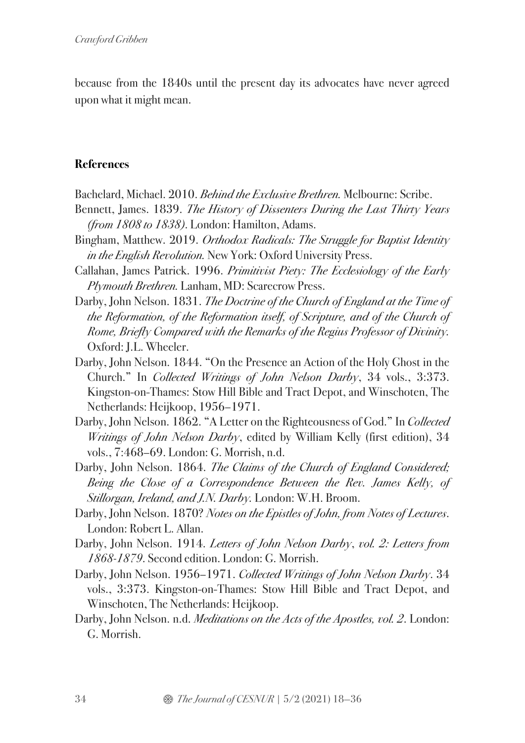because from the 1840s until the present day its advocates have never agreed upon what it might mean.

## References

Bachelard, Michael. 2010. *Behind the Exclusive Brethren.* Melbourne: Scribe.

Bennett, James. 1839. *The History of Dissenters During the Last Thirty Years (from 1808 to 1838).* London: Hamilton, Adams.

Bingham, Matthew. 2019. *Orthodox Radicals: The Struggle for Baptist Identity in the English Revolution.* New York: Oxford University Press.

Callahan, James Patrick. 1996. *Primitivist Piety: The Ecclesiology of the Early Plymouth Brethren.* Lanham, MD: Scarecrow Press.

Darby, John Nelson. 1831. *The Doctrine of the Church of England at the Time of the Reformation, of the Reformation itself, of Scripture, and of the Church of Rome, Briefly Compared with the Remarks of the Regius Professor of Divinity.* Oxford: J.L. Wheeler.

Darby, John Nelson. 1844. "On the Presence an Action of the Holy Ghost in the Church." In *Collected Writings of John Nelson Darby*, 34 vols., 3:373. Kingston-on-Thames: Stow Hill Bible and Tract Depot, and Winschoten, The Netherlands: Heijkoop, 1956–1971.

Darby, John Nelson. 1862. "A Letter on the Righteousness of God." In *Collected Writings of John Nelson Darby*, edited by William Kelly (first edition), 34 vols., 7:468–69. London: G. Morrish, n.d.

Darby, John Nelson. 1864. *The Claims of the Church of England Considered; Being the Close of a Correspondence Between the Rev. James Kelly, of Stillorgan, Ireland, and J.N. Darby.* London: W.H. Broom.

Darby, John Nelson. 1870? *Notes on the Epistles of John, from Notes of Lectures.* London: Robert L. Allan.

Darby, John Nelson. 1914. *Letters of John Nelson Darby, vol. 2: Letters from 1868-1879.* Second edition. London: G. Morrish.

Darby, John Nelson. 1956–1971. *Collected Writings of John Nelson Darby*. 34 vols., 3:373. Kingston-on-Thames: Stow Hill Bible and Tract Depot, and Winschoten, The Netherlands: Heijkoop.

Darby, John Nelson. n.d. *Meditations on the Acts of the Apostles, vol. 2*. London: G. Morrish.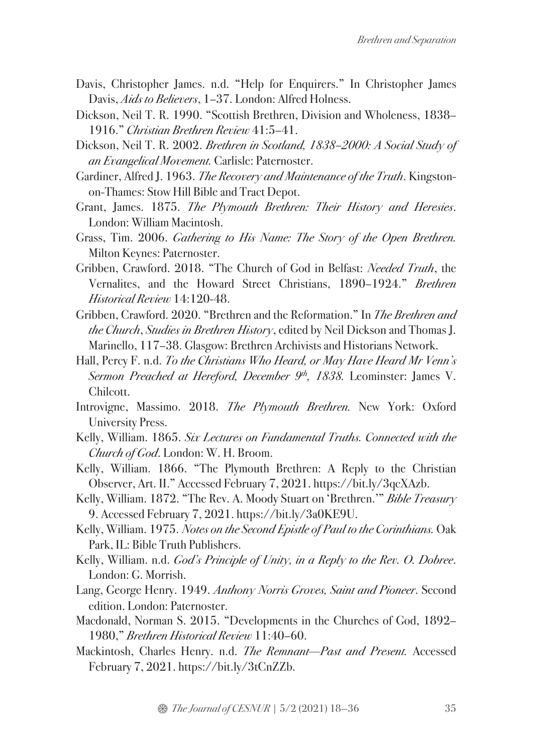Davis, Christopher James. n.d. "Help for Enquirers." In Christopher James Davis, *Aids to Believers*, 1–37. London: Alfred Holness.

Dickson, Neil T. R. 1990. "Scottish Brethren, Division and Wholeness, 1838–1916." *Christian Brethren Review* 41:5–41.

Dickson, Neil T. R. 2002. *Brethren in Scotland, 1838–2000: A Social Study of an Evangelical Movement.* Carlisle: Paternoster.

Gardiner, Alfred J. 1963. *The Recovery and Maintenance of the Truth*. Kingston-on-Thames: Stow Hill Bible and Tract Depot.

Grant, James. 1875. *The Plymouth Brethren: Their History and Heresies*. London: William Macintosh.

Grass, Tim. 2006. *Gathering to His Name: The Story of the Open Brethren.* Milton Keynes: Paternoster.

Gribben, Crawford. 2018. "The Church of God in Belfast: *Needed Truth*, the Vernalites, and the Howard Street Christians, 1890–1924." *Brethren Historical Review* 14:120-48.

Gribben, Crawford. 2020. "Brethren and the Reformation." In *The Brethren and the Church*, *Studies in Brethren History*, edited by Neil Dickson and Thomas J. Marinello, 117–38. Glasgow: Brethren Archivists and Historians Network.

Hall, Percy F. n.d. *To the Christians Who Heard, or May Have Heard Mr Venn's Sermon Preached at Hereford, December 9th, 1838.* Leominster: James V. Chilcott.

Introvigne, Massimo. 2018. *The Plymouth Brethren.* New York: Oxford University Press.

Kelly, William. 1865. *Six Lectures on Fundamental Truths. Connected with the Church of God*. London: W. H. Broom.

Kelly, William. 1866. "The Plymouth Brethren: A Reply to the Christian Observer, Art. II." Accessed February 7, 2021. https://bit.ly/3qcXAzb.

Kelly, William. 1872. "The Rev. A. Moody Stuart on 'Brethren.'" *Bible Treasury* 9. Accessed February 7, 2021. https://bit.ly/3a0KE9U.

Kelly, William. 1975. *Notes on the Second Epistle of Paul to the Corinthians.* Oak Park, IL: Bible Truth Publishers.

Kelly, William. n.d. *God's Principle of Unity, in a Reply to the Rev. O. Dobree*. London: G. Morrish.

Lang, George Henry. 1949. *Anthony Norris Groves, Saint and Pioneer*. Second edition. London: Paternoster.

Macdonald, Norman S. 2015. "Developments in the Churches of God, 1892–1980," *Brethren Historical Review* 11:40–60.

Mackintosh, Charles Henry. n.d. *The Remnant—Past and Present.* Accessed February 7, 2021. https://bit.ly/3tCnZZb.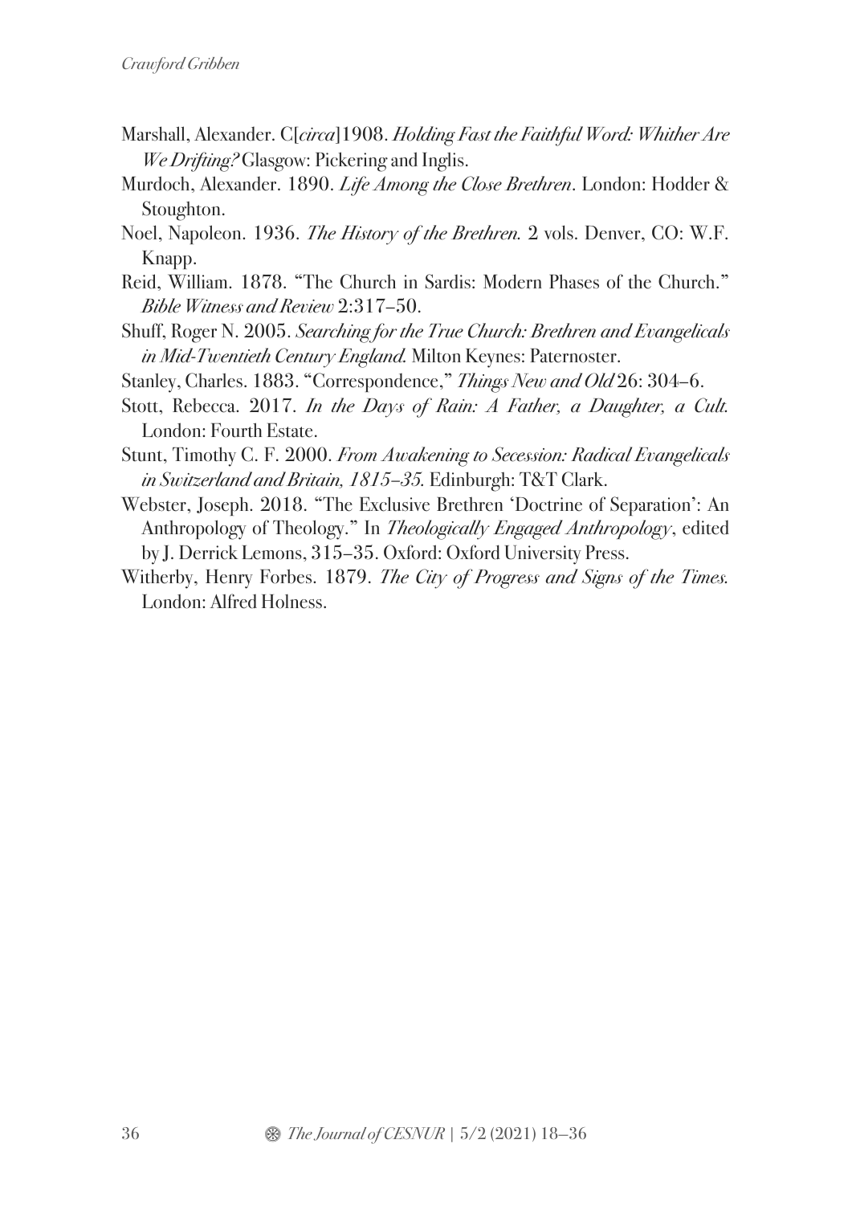Marshall, Alexander. C[*circa*]1908. *Holding Fast the Faithful Word: Whither Are We Drifting?* Glasgow: Pickering and Inglis.

Murdoch, Alexander. 1890. *Life Among the Close Brethren*. London: Hodder & Stoughton.

Noel, Napoleon. 1936. *The History of the Brethren.* 2 vols. Denver, CO: W.F. Knapp.

Reid, William. 1878. "The Church in Sardis: Modern Phases of the Church." *Bible Witness and Review* 2:317–50.

Shuff, Roger N. 2005. *Searching for the True Church: Brethren and Evangelicals in Mid-Twentieth Century England.* Milton Keynes: Paternoster.

Stanley, Charles. 1883. "Correspondence," *Things New and Old* 26: 304–6.

Stott, Rebecca. 2017. *In the Days of Rain: A Father, a Daughter, a Cult.* London: Fourth Estate.

Stunt, Timothy C. F. 2000. *From Awakening to Secession: Radical Evangelicals in Switzerland and Britain, 1815–35.* Edinburgh: T&T Clark.

Webster, Joseph. 2018. "The Exclusive Brethren 'Doctrine of Separation': An Anthropology of Theology." In *Theologically Engaged Anthropology*, edited by J. Derrick Lemons, 315–35. Oxford: Oxford University Press.

Witherby, Henry Forbes. 1879. *The City of Progress and Signs of the Times.* London: Alfred Holness.